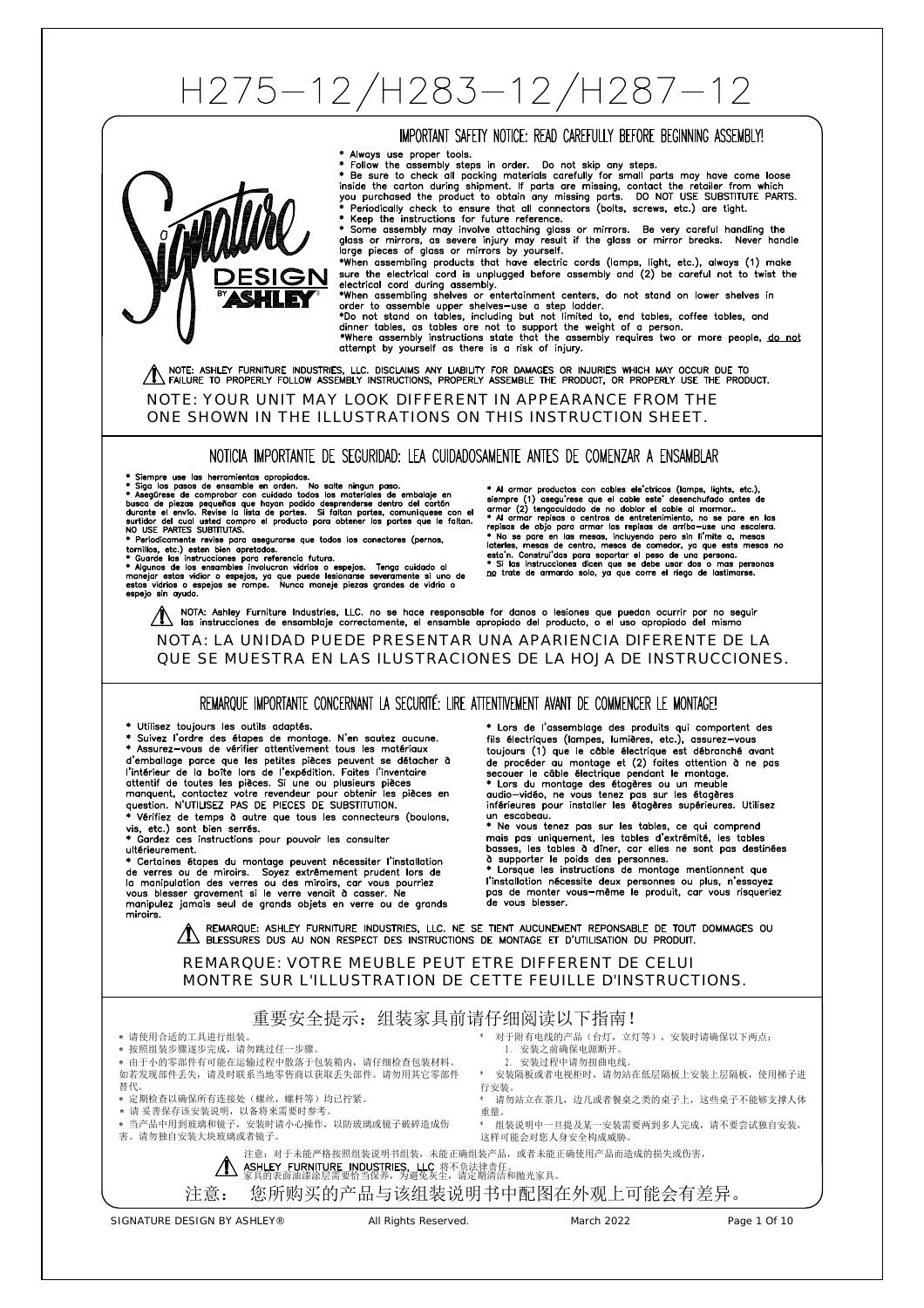# H275-12/H283-12/H287-12

## IMPORTANT SAFETY NOTICE: READ CAREFULLY BEFORE BEGINNING ASSEMBLY!

Signature DESIGN BY ASHLEY

* Always use proper tools.
* Follow the assembly steps in order. Do not skip any steps.
* Be sure to check all packing materials carefully for small parts may have come loose inside the carton during shipment. If parts are missing, contact the retailer from which you purchased the product to obtain any missing parts. DO NOT USE SUBSTITUTE PARTS.
* Periodically check to ensure that all connectors (bolts, screws, etc.) are tight.
* Keep the instructions for future reference.
* Some assembly may involve attaching glass or mirrors. Be very careful handling the glass or mirrors, as severe injury may result if the glass or mirror breaks. Never handle large pieces of glass or mirrors by yourself.
*When assembling products that have electric cords (lamps, light, etc.), always (1) make sure the electrical cord is unplugged before assembly and (2) be careful not to twist the electrical cord during assembly.
*When assembling shelves or entertainment centers, do not stand on lower shelves in order to assemble upper shelves–use a step ladder.
*Do not stand on tables, including but not limited to, end tables, coffee tables, and dinner tables, as tables are not to support the weight of a person.
*Where assembly instructions state that the assembly requires two or more people, do not attempt by yourself as there is a risk of injury.

⚠ NOTE: ASHLEY FURNITURE INDUSTRIES, LLC. DISCLAIMS ANY LIABILITY FOR DAMAGES OR INJURIES WHICH MAY OCCUR DUE TO FAILURE TO PROPERLY FOLLOW ASSEMBLY INSTRUCTIONS, PROPERLY ASSEMBLE THE PRODUCT, OR PROPERLY USE THE PRODUCT.

NOTE: YOUR UNIT MAY LOOK DIFFERENT IN APPEARANCE FROM THE ONE SHOWN IN THE ILLUSTRATIONS ON THIS INSTRUCTION SHEET.

## NOTICIA IMPORTANTE DE SEGURIDAD: LEA CUIDADOSAMENTE ANTES DE COMENZAR A ENSAMBLAR

* Siempre use las herramientas apropiadas.
* Siga los pasos de ensamble en orden. No salte ningun paso.
* Asegúrese de comprobar con cuidado todos los materiales de embalaje en busca de piezas pequeñas que hayan podido desprenderse dentro del cartón durante el envío. Revise la lista de partes. Si faltan partes, comuníquese con el surtidor del cual usted compro el producto para obtener las partes que le faltan. NO USE PARTES SUBTITUTAS.
* Periodicamente revise para asegurarse que todos los conectores (pernos, tornillos, etc.) esten bien apretados.
* Guarde las instrucciones para referencia futura.
* Algunos de los ensambles involucran vidrios o espejos. Tenga cuidado al manejar estos vidior o espejos, ya que puede lesionarse severamente si uno de estos vidrios o espejos se rompe. Nunca maneje piezas grandes de vidrio o espejo sin ayuda.
* Al armar productos con cables ele'ctricos (lamps, lights, etc.), siempre (1) asegu'rese que el cable este' desenchufado antes de armar (2) tengacuidado de no doblar el cable al marmar..
* Al armar repisas o centros de entretenimiento, no se pare en las repisas de abjo para armar las repisas de arriba–use una escalera.
* No se pare en las mesas, incluyendo pero sin li'mite a, mesas laterles, mesas de centro, mesas de comedor, ya que ests mesas no esta'n. Construi'das para soportar el peso de una persona.
* Si las instrucciones dicen que se debe usar dos o mas personas no trate de armardo solo, ya que corre el riego de lastimarse.

⚠ NOTA: Ashley Furniture Industries, LLC. no se hace responsable for danos o lesiones que puedan ocurrir por no seguir las instrucciones de ensamblaje correctamente, el ensamble apropiado del producto, o el uso apropiado del mismo

NOTA: LA UNIDAD PUEDE PRESENTAR UNA APARIENCIA DIFERENTE DE LA QUE SE MUESTRA EN LAS ILUSTRACIONES DE LA HOJA DE INSTRUCCIONES.

## REMARQUE IMPORTANTE CONCERNANT LA SECURITÉ: LIRE ATTENTIVEMENT AVANT DE COMMENCER LE MONTAGE!

* Utilisez toujours les outils adaptés.
* Suivez l'ordre des étapes de montage. N'en sautez aucune.
* Assurez-vous de vérifier attentivement tous les matériaux d'emballage parce que les petites pièces peuvent se détacher à l'intérieur de la boîte lors de l'expédition. Faites l'inventaire attentif de toutes les pièces. Si une ou plusieurs pièces manquent, contactez votre revendeur pour obtenir les pièces en question. N'UTILISEZ PAS DE PIECES DE SUBSTITUTION.
* Vérifiez de temps à autre que tous les connecteurs (boulons, vis, etc.) sont bien serrés.
* Gardez ces instructions pour pouvoir les consulter ultérieurement.
* Certaines étapes du montage peuvent nécessiter l'installation de verres ou de miroirs. Soyez extrêmement prudent lors de la manipulation des verres ou des miroirs, car vous pourriez vous blesser gravement si le verre venait à casser. Ne manipulez jamais seul de grands objets en verre ou de grands miroirs.
* Lors de l'assemblage des produits qui comportent des fils électriques (lampes, lumières, etc.), assurez-vous toujours (1) que le câble électrique est débranché avant de procéder au montage et (2) faites attention à ne pas secouer le câble électrique pendant le montage.
* Lors du montage des étagères ou un meuble audio-vidéo, ne vous tenez pas sur les étagères inférieures pour installer les étagères supérieures. Utilisez un escabeau.
* Ne vous tenez pas sur les tables, ce qui comprend mais pas uniquement, les tables d'extrémité, les tables basses, les tables à dîner, car elles ne sont pas destinées à supporter le poids des personnes.
* Lorsque les instructions de montage mentionnent que l'installation nécessite deux personnes ou plus, n'essayez pas de monter vous-même le produit, car vous risqueriez de vous blesser.

⚠ REMARQUE: ASHLEY FURNITURE INDUSTRIES, LLC. NE SE TIENT AUCUNEMENT REPONSABLE DE TOUT DOMMAGES OU BLESSURES DUS AU NON RESPECT DES INSTRUCTIONS DE MONTAGE ET D'UTILISATION DU PRODUIT.

REMARQUE: VOTRE MEUBLE PEUT ETRE DIFFERENT DE CELUI MONTRE SUR L'ILLUSTRATION DE CETTE FEUILLE D'INSTRUCTIONS.

## 重要安全提示：组装家具前请仔细阅读以下指南！

* 请使用合适的工具进行组装。
* 按照组装步骤逐步完成，请勿跳过任一步骤。
* 由于小的零部件有可能在运输过程中散落于包装箱内，请仔细检查包装材料。如若发现部件丢失，请及时联系当地零售商以获取丢失部件。请勿用其它零部件替代。
* 定期检查以确保所有连接处（螺丝，螺杆等）均已拧紧。
* 请妥善保存该安装说明，以备将来需要时参考。
* 当产品中用到玻璃和镜子，安装时请小心操作，以防玻璃或镜子破碎造成伤害。请勿独自安装大块玻璃或者镜子。
* 对于附有电线的产品（台灯，立灯等），安装时请确保以下两点：
  1. 安装之前确保电源断开。
  2. 安装过程中请勿扭曲电线。
* 安装隔板或者电视柜时，请勿站在低层隔板上安装上层隔板，使用梯子进行安装。
* 请勿站立在茶几，边几或者餐桌之类的桌子上，这些桌子不能够支撑人体重量。
* 组装说明中一旦提及某一安装需要两到多人完成，请不要尝试独自安装，这样可能会对您人身安全构成威胁。

⚠ 注意：对于未能严格按照组装说明书组装，未能正确组装产品，或者未能正确使用产品而造成的损失或伤害，ASHLEY FURNITURE INDUSTRIES, LLC 将不负法律责任。家具的表面油漆涂层需要恰当保养，为避免灰尘，请定期清洁和抛光家具。

注意： 您所购买的产品与该组装说明书中配图在外观上可能会有差异。

SIGNATURE DESIGN BY ASHLEY® All Rights Reserved. March 2022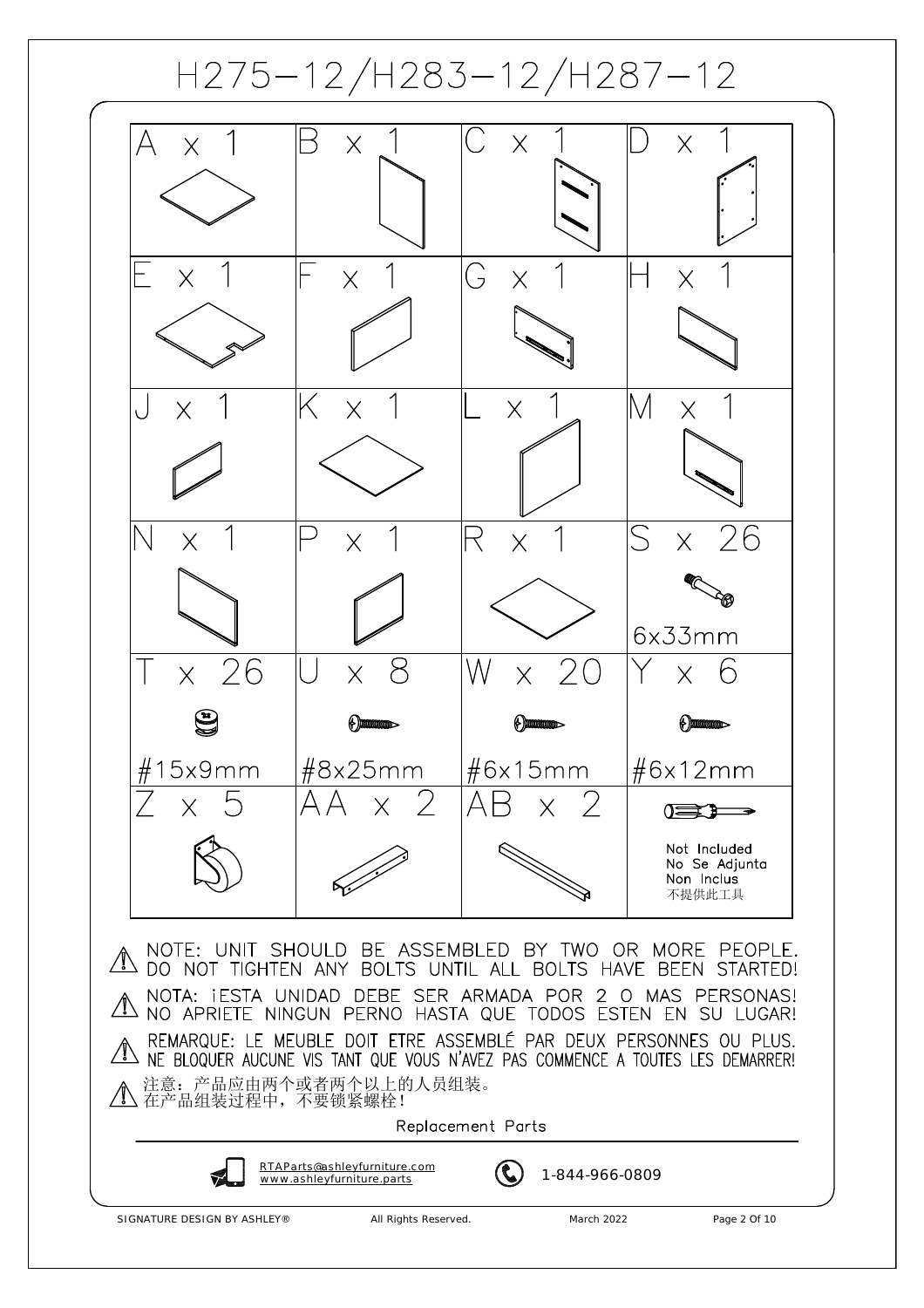# H275-12/H283-12/H287-12

| | | | |
|---|---|---|---|
| A x 1 | B x 1 | C x 1 | D x 1 |
| E x 1 | F x 1 | G x 1 | H x 1 |
| J x 1 | K x 1 | L x 1 | M x 1 |
| N x 1 | P x 1 | R x 1 | S x 26<br>6x33mm |
| T x 26<br>#15x9mm | U x 8<br>#8x25mm | W x 20<br>#6x15mm | Y x 6<br>#6x12mm |
| Z x 5 | AA x 2 | AB x 2 | Not Included<br>No Se Adjunta<br>Non Inclus<br>不提供此工具 |

⚠ NOTE: UNIT SHOULD BE ASSEMBLED BY TWO OR MORE PEOPLE.
DO NOT TIGHTEN ANY BOLTS UNTIL ALL BOLTS HAVE BEEN STARTED!

⚠ NOTA: ¡ESTA UNIDAD DEBE SER ARMADA POR 2 O MAS PERSONAS!
NO APRIETE NINGUN PERNO HASTA QUE TODOS ESTEN EN SU LUGAR!

⚠ REMARQUE: LE MEUBLE DOIT ETRE ASSEMBLÉ PAR DEUX PERSONNES OU PLUS.
NE BLOQUER AUCUNE VIS TANT QUE VOUS N'AVEZ PAS COMMENCE A TOUTES LES DEMARRER!

⚠ 注意：产品应由两个或者两个以上的人员组装。
在产品组装过程中，不要锁紧螺栓！

Replacement Parts

RTAParts@ashleyfurniture.com
www.ashleyfurniture.parts

1-844-966-0809

SIGNATURE DESIGN BY ASHLEY® All Rights Reserved. March 2022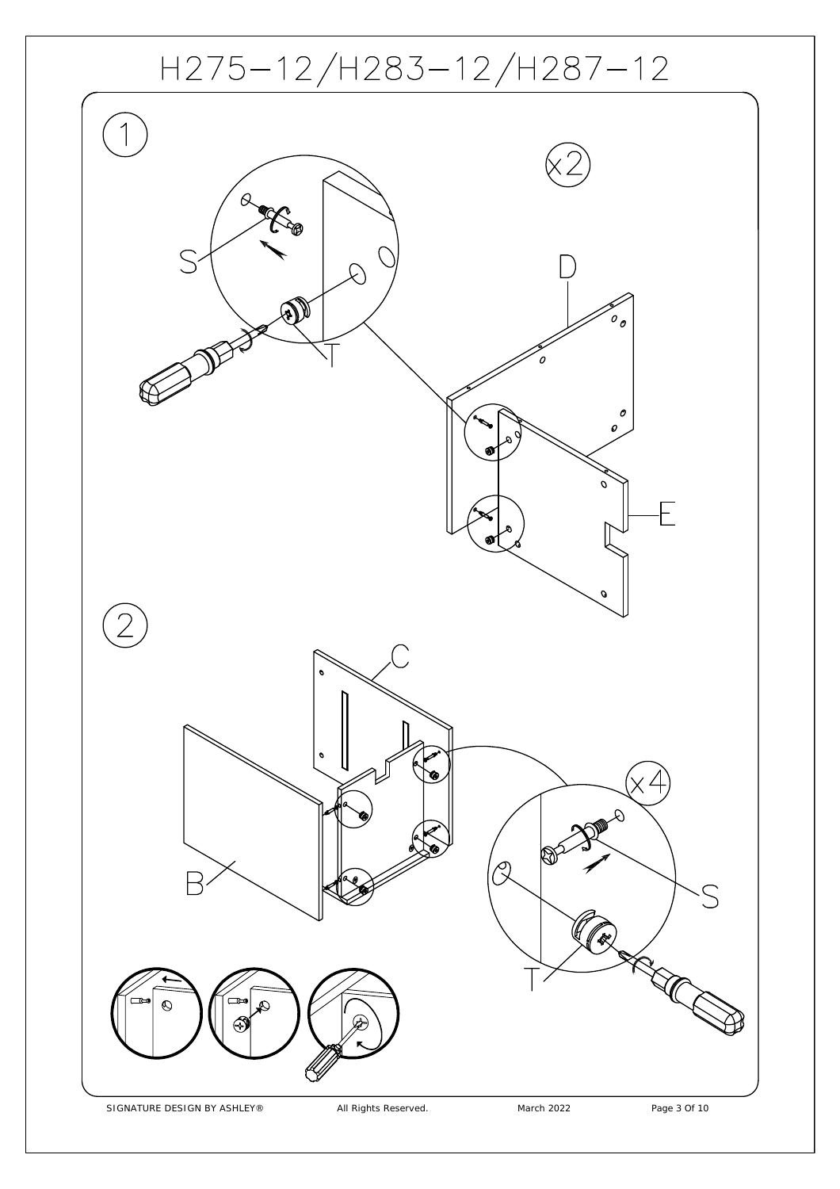# H275-12/H283-12/H287-12

1

x2

S

T

D

E

2

C

x4

B

S

T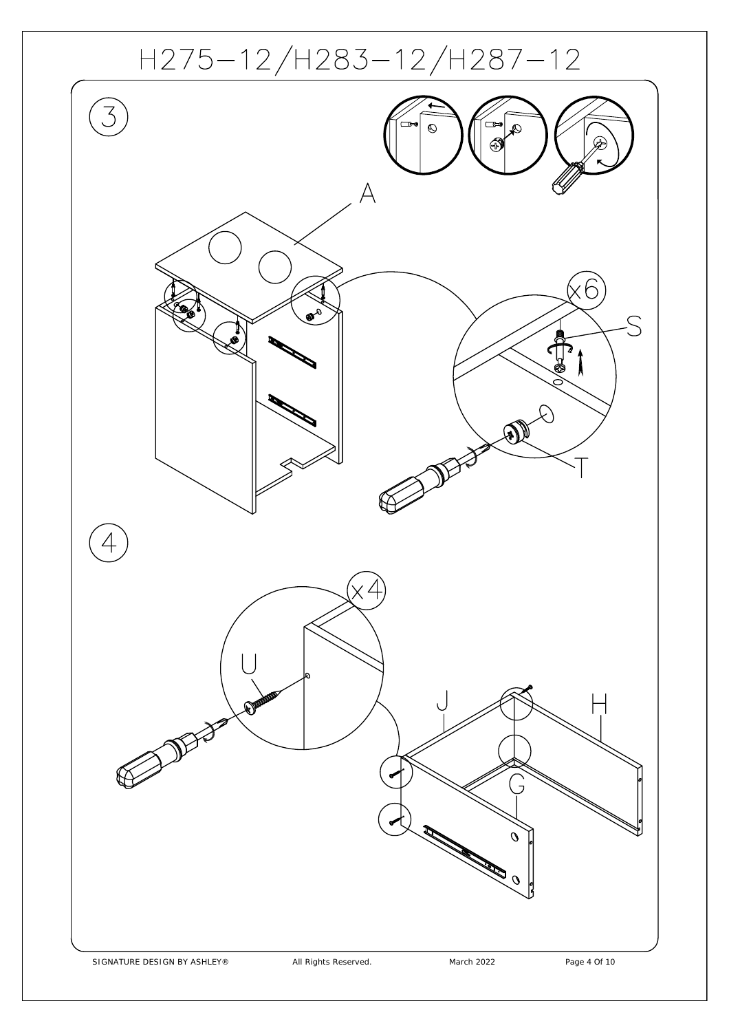# H275-12/H283-12/H287-12

3

A

x6

S

T

4

x4

U

J

H

G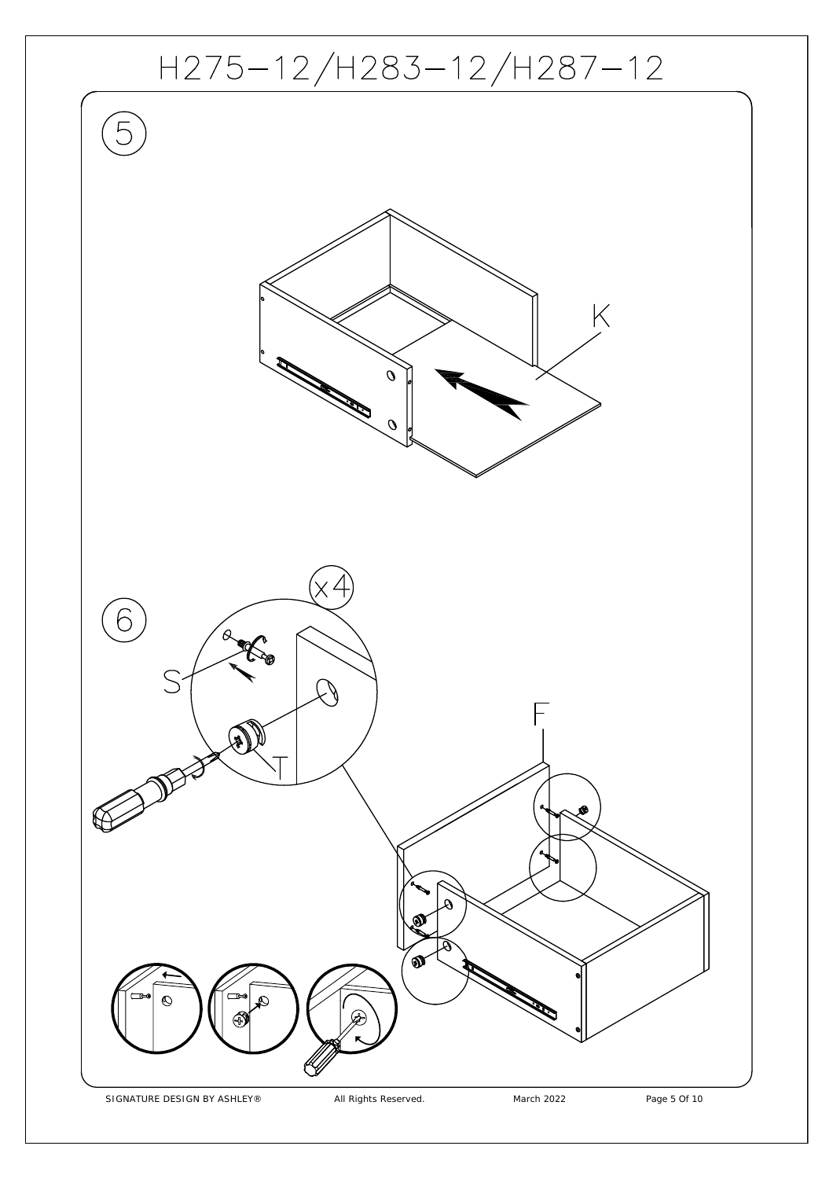# H275-12/H283-12/H287-12

5

K

6

x4

S

T

F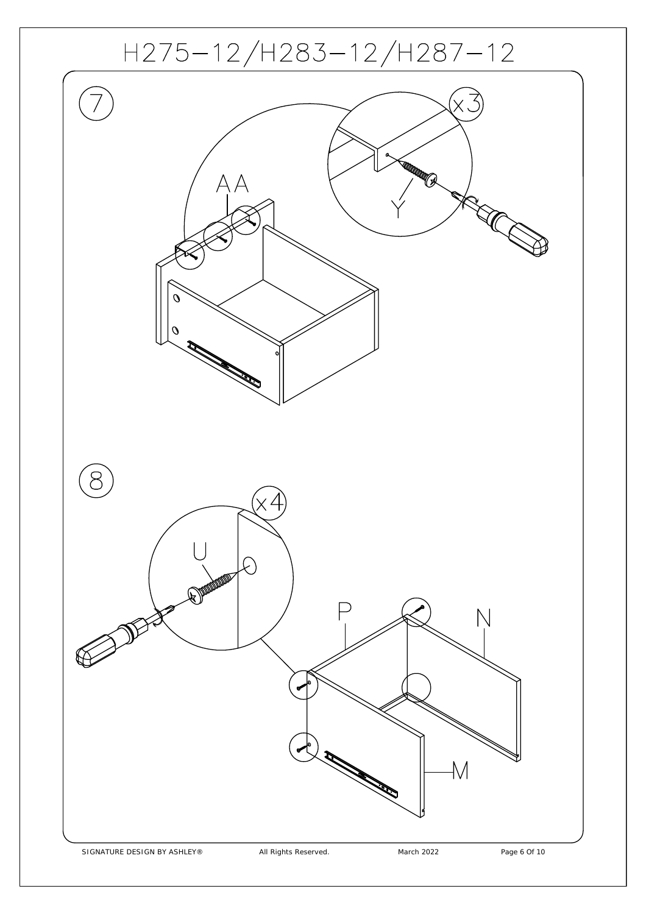# H275-12/H283-12/H287-12

7

x3

AA

Y

8

x4

U

P

N

M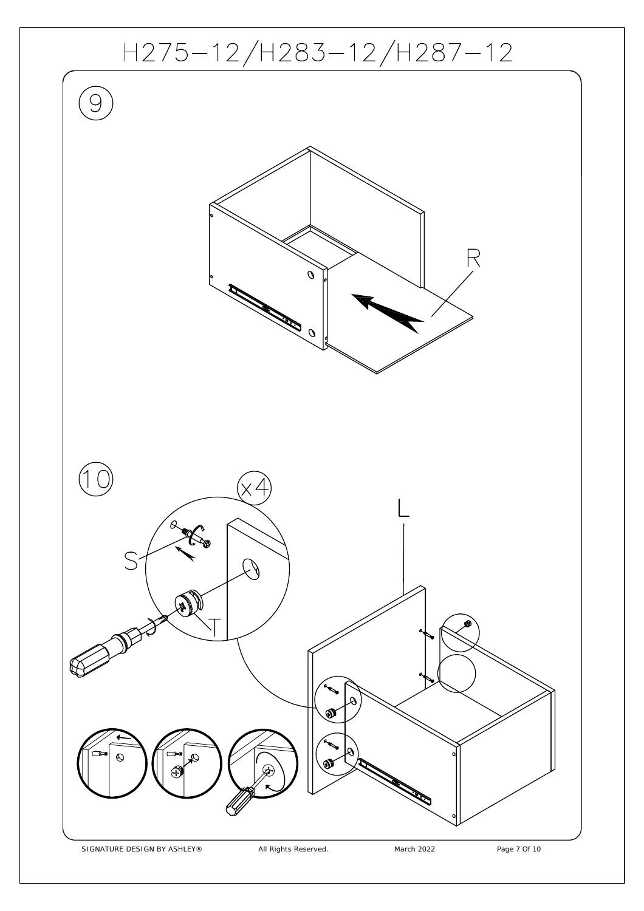# H275–12/H283–12/H287–12

9

R

10

x4

S

T

L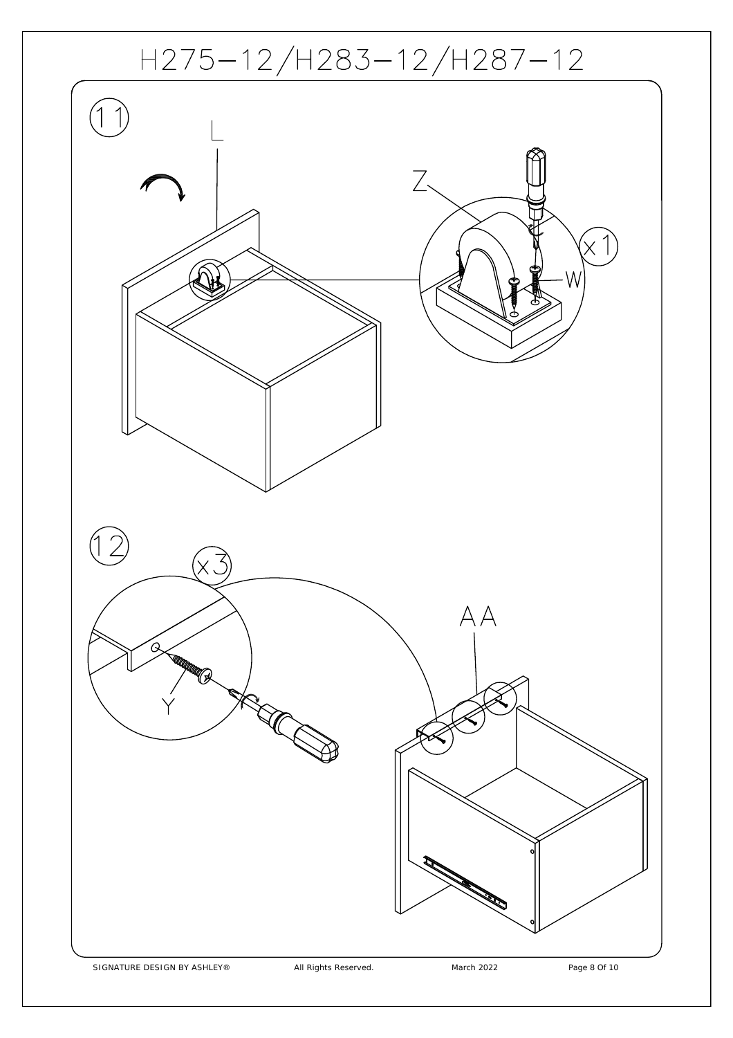# H275–12/H283–12/H287–12

11

L

Z

x1

W

12

x3

AA

Y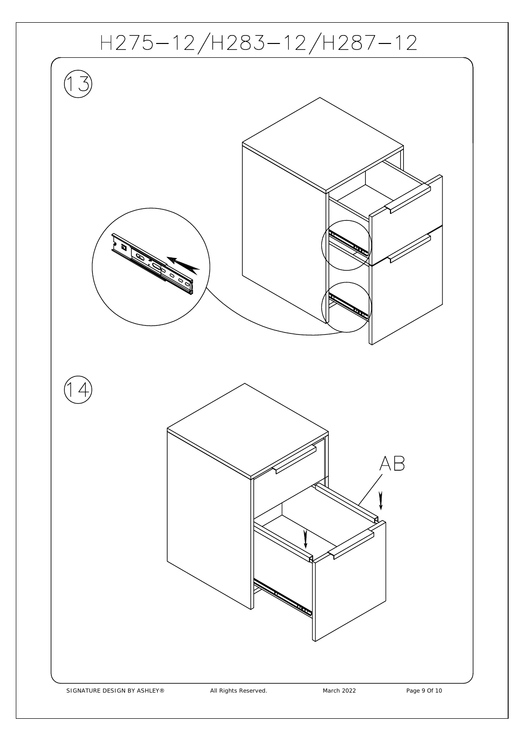# H275–12/H283–12/H287–12

13

14

AB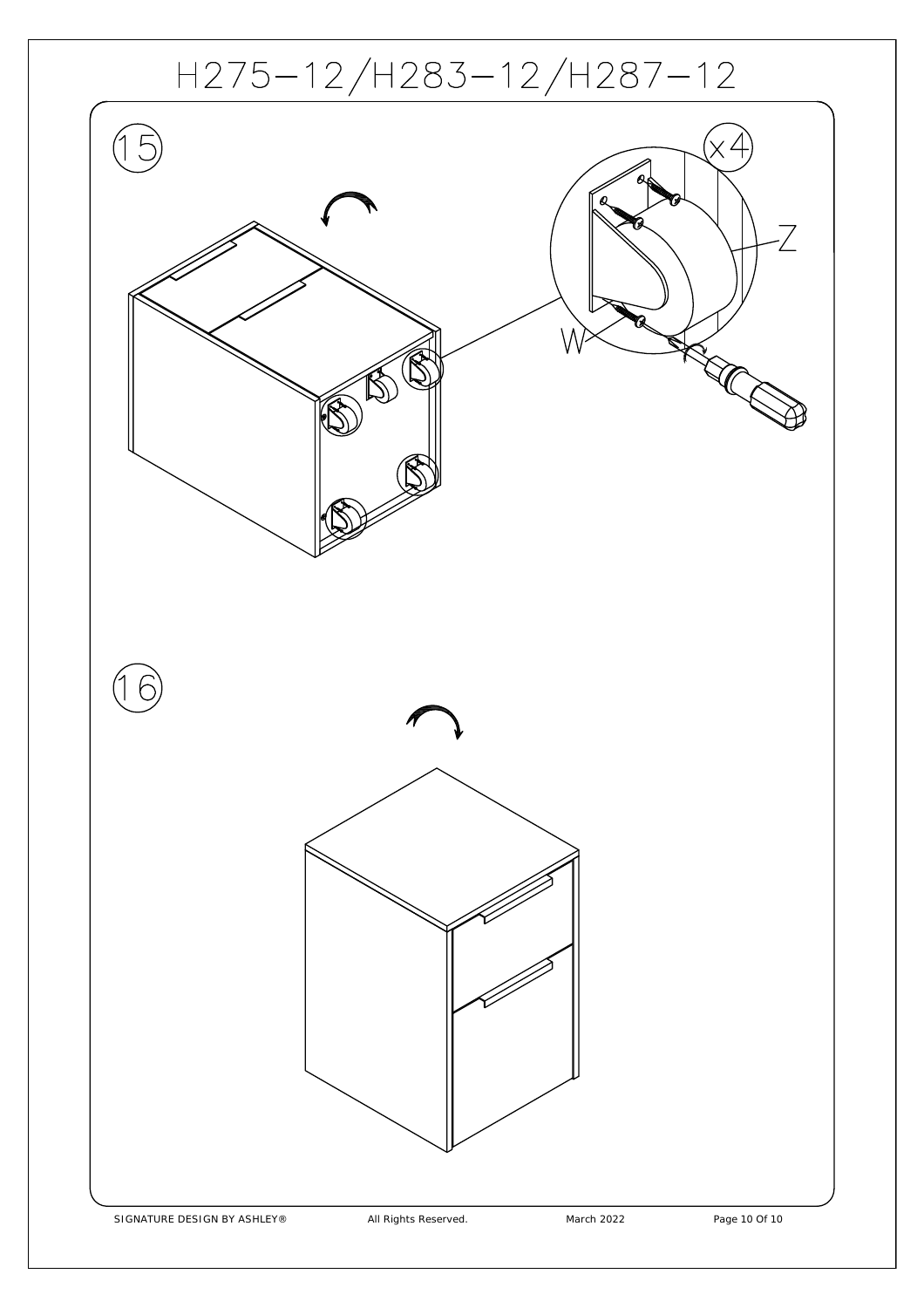# H275−12/H283−12/H287−12

15

x4

Z

W

16